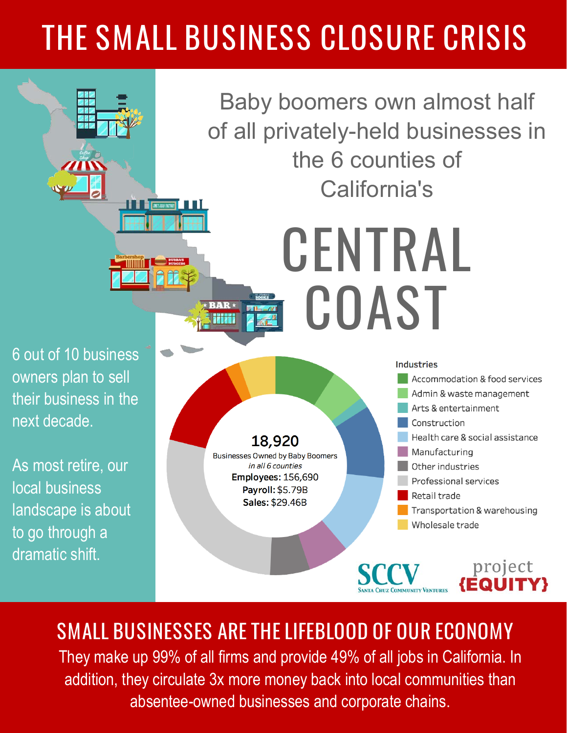# THE SMALL BUSINESS CLOSURE CRISIS

Baby boomers own almost half of all privately-held businesses in the 6 counties of California's

## CENTRAL COAST

6 out of 10 business owners plan to sell their business in the next decade.

As most retire, our local business landscape is about to go through a dramatic shift.

**18,920**
Businesses Owned by Baby Boomers
*in all 6 counties*
**Employees:** 156,690
**Payroll:** $5.79B
**Sales:** $29.46B

**Industries**

- Accommodation & food services
- Admin & waste management
- Arts & entertainment
- Construction
- Health care & social assistance
- Manufacturing
- Other industries
- Professional services
- Retail trade
- Transportation & warehousing
- Wholesale trade

SCCV Santa Cruz Community Ventures

project {EQUITY}

## SMALL BUSINESSES ARE THE LIFEBLOOD OF OUR ECONOMY

They make up 99% of all firms and provide 49% of all jobs in California. In addition, they circulate 3x more money back into local communities than absentee-owned businesses and corporate chains.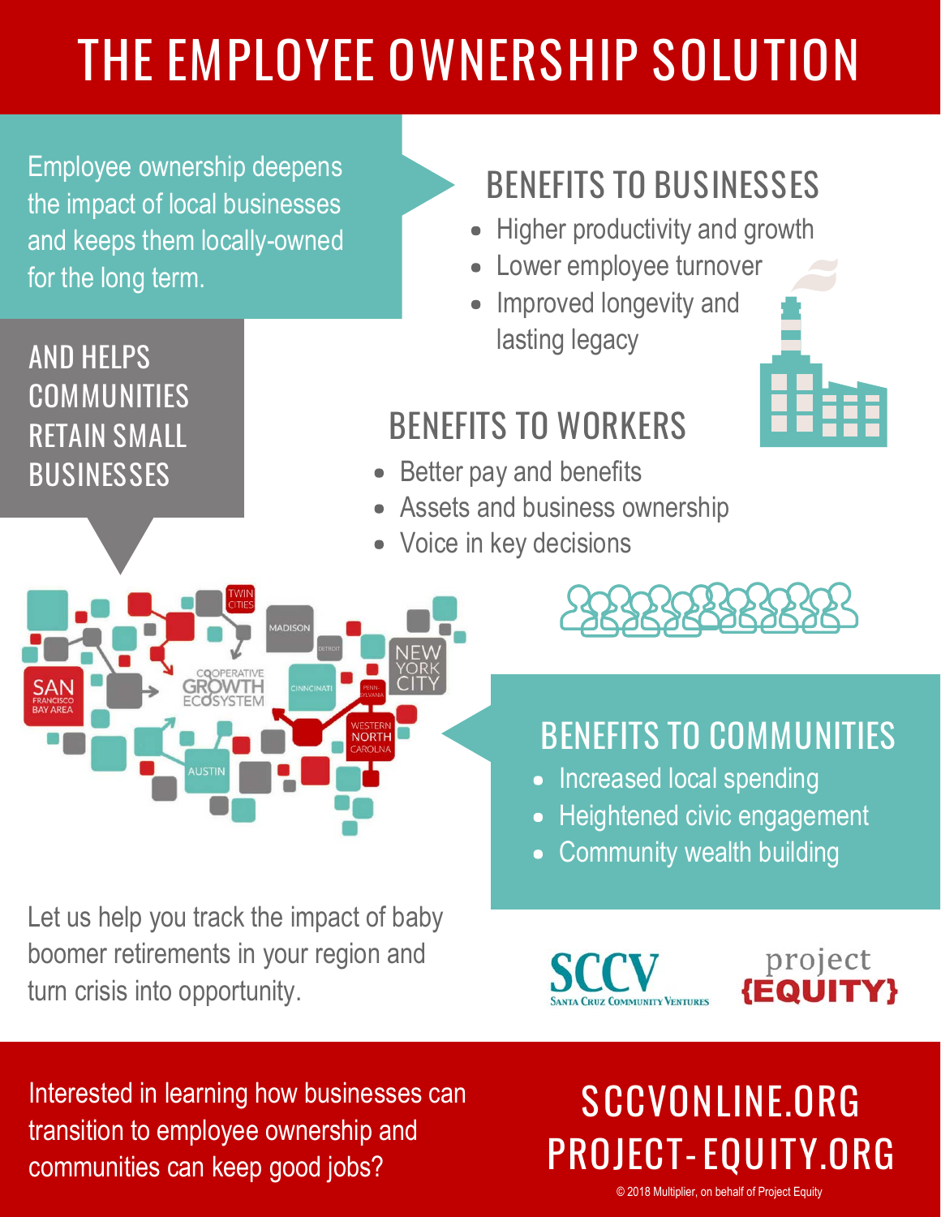# THE EMPLOYEE OWNERSHIP SOLUTION

Employee ownership deepens the impact of local businesses and keeps them locally-owned for the long term.

AND HELPS COMMUNITIES RETAIN SMALL BUSINESSES

## BENEFITS TO BUSINESSES

- Higher productivity and growth
- Lower employee turnover
- Improved longevity and lasting legacy

## BENEFITS TO WORKERS

- Better pay and benefits
- Assets and business ownership
- Voice in key decisions

TWIN CITIES
MADISON
DETROIT
NEW YORK CITY
SAN FRANCISCO BAY AREA
COOPERATIVE GROWTH ECOSYSTEM
CINCINNATI
PENNSYLVANIA
WESTERN NORTH CAROLINA
AUSTIN

## BENEFITS TO COMMUNITIES

- Increased local spending
- Heightened civic engagement
- Community wealth building

Let us help you track the impact of baby boomer retirements in your region and turn crisis into opportunity.

SCCV Santa Cruz Community Ventures

project {EQUITY}

Interested in learning how businesses can transition to employee ownership and communities can keep good jobs?

SCCVONLINE.ORG
PROJECT-EQUITY.ORG

© 2018 Multiplier, on behalf of Project Equity